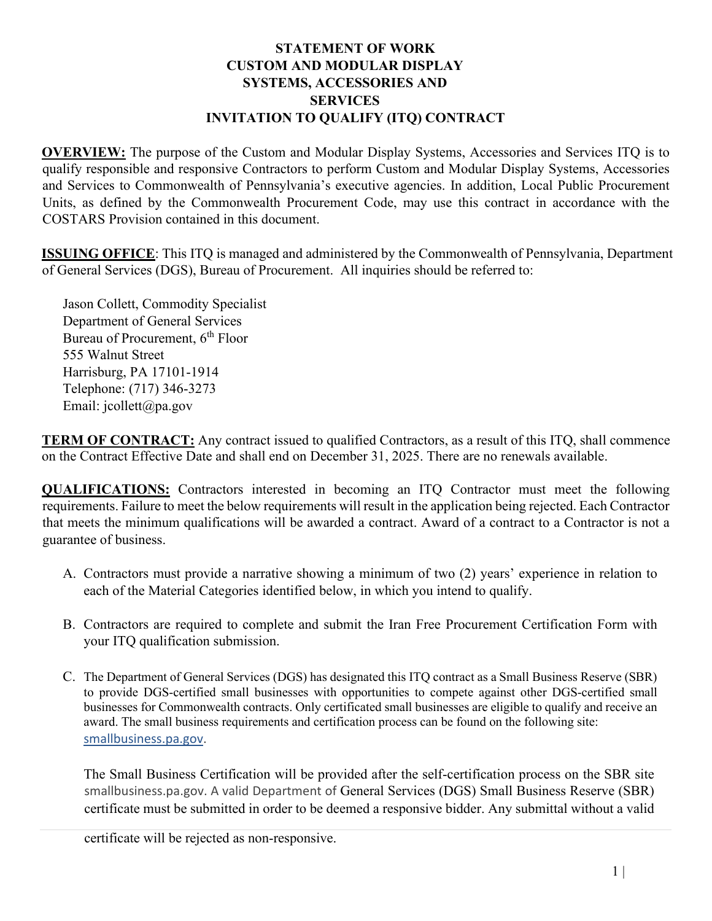# STATEMENT OF WORK
# CUSTOM AND MODULAR DISPLAY SYSTEMS, ACCESSORIES AND SERVICES
# INVITATION TO QUALIFY (ITQ) CONTRACT

**OVERVIEW:** The purpose of the Custom and Modular Display Systems, Accessories and Services ITQ is to qualify responsible and responsive Contractors to perform Custom and Modular Display Systems, Accessories and Services to Commonwealth of Pennsylvania's executive agencies. In addition, Local Public Procurement Units, as defined by the Commonwealth Procurement Code, may use this contract in accordance with the COSTARS Provision contained in this document.

**ISSUING OFFICE**: This ITQ is managed and administered by the Commonwealth of Pennsylvania, Department of General Services (DGS), Bureau of Procurement. All inquiries should be referred to:

Jason Collett, Commodity Specialist
Department of General Services
Bureau of Procurement, 6th Floor
555 Walnut Street
Harrisburg, PA 17101-1914
Telephone: (717) 346-3273
Email: jcollett@pa.gov

**TERM OF CONTRACT:** Any contract issued to qualified Contractors, as a result of this ITQ, shall commence on the Contract Effective Date and shall end on December 31, 2025. There are no renewals available.

**QUALIFICATIONS:** Contractors interested in becoming an ITQ Contractor must meet the following requirements. Failure to meet the below requirements will result in the application being rejected. Each Contractor that meets the minimum qualifications will be awarded a contract. Award of a contract to a Contractor is not a guarantee of business.

A. Contractors must provide a narrative showing a minimum of two (2) years' experience in relation to each of the Material Categories identified below, in which you intend to qualify.

B. Contractors are required to complete and submit the Iran Free Procurement Certification Form with your ITQ qualification submission.

C. The Department of General Services (DGS) has designated this ITQ contract as a Small Business Reserve (SBR) to provide DGS-certified small businesses with opportunities to compete against other DGS-certified small businesses for Commonwealth contracts. Only certificated small businesses are eligible to qualify and receive an award. The small business requirements and certification process can be found on the following site: smallbusiness.pa.gov.

   The Small Business Certification will be provided after the self-certification process on the SBR site smallbusiness.pa.gov. A valid Department of General Services (DGS) Small Business Reserve (SBR) certificate must be submitted in order to be deemed a responsive bidder. Any submittal without a valid certificate will be rejected as non-responsive.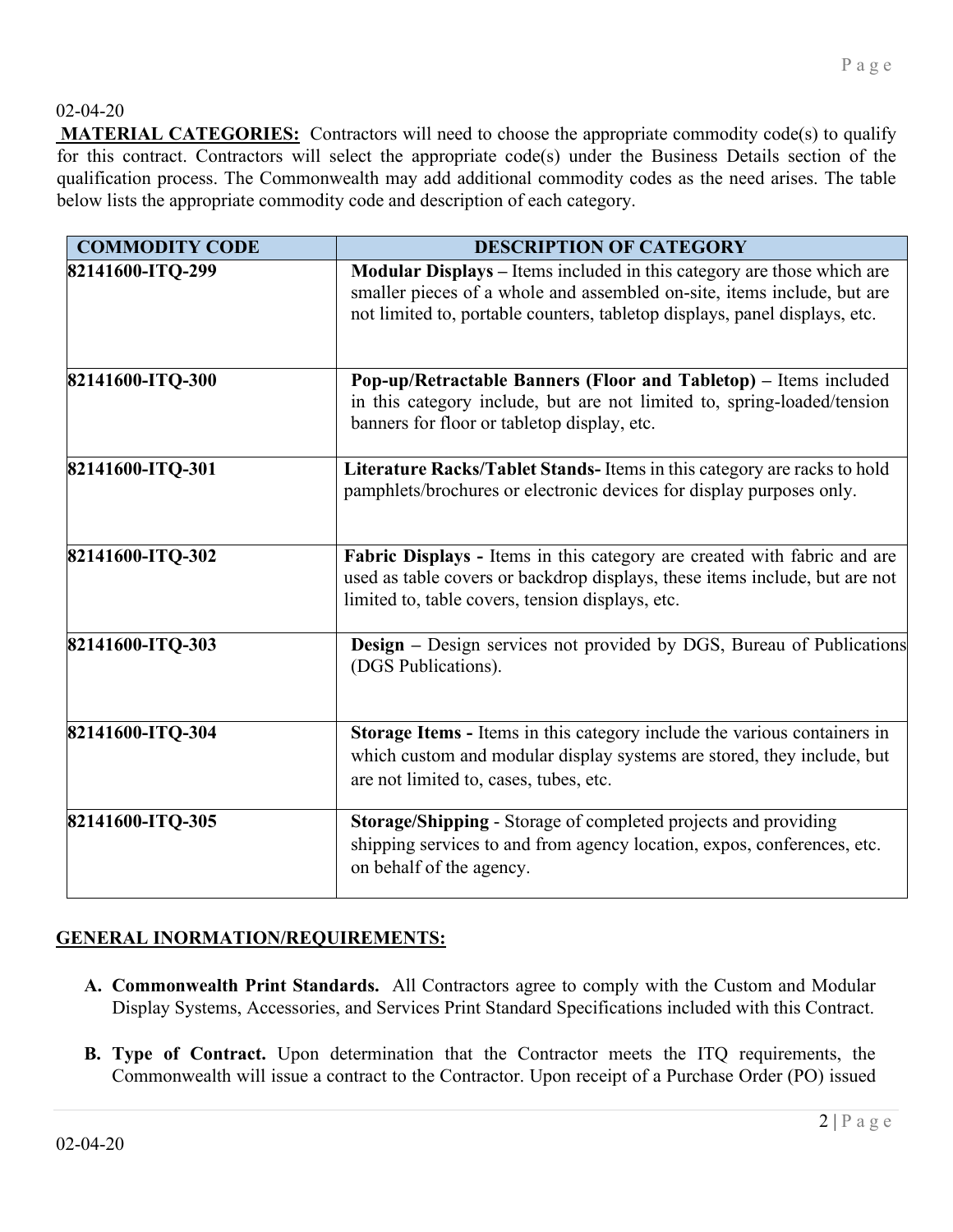**MATERIAL CATEGORIES:** Contractors will need to choose the appropriate commodity code(s) to qualify for this contract. Contractors will select the appropriate code(s) under the Business Details section of the qualification process. The Commonwealth may add additional commodity codes as the need arises. The table below lists the appropriate commodity code and description of each category.

| COMMODITY CODE | DESCRIPTION OF CATEGORY |
|---|---|
| 82141600-ITQ-299 | **Modular Displays –** Items included in this category are those which are smaller pieces of a whole and assembled on-site, items include, but are not limited to, portable counters, tabletop displays, panel displays, etc. |
| 82141600-ITQ-300 | **Pop-up/Retractable Banners (Floor and Tabletop) –** Items included in this category include, but are not limited to, spring-loaded/tension banners for floor or tabletop display, etc. |
| 82141600-ITQ-301 | **Literature Racks/Tablet Stands-** Items in this category are racks to hold pamphlets/brochures or electronic devices for display purposes only. |
| 82141600-ITQ-302 | **Fabric Displays -** Items in this category are created with fabric and are used as table covers or backdrop displays, these items include, but are not limited to, table covers, tension displays, etc. |
| 82141600-ITQ-303 | **Design –** Design services not provided by DGS, Bureau of Publications (DGS Publications). |
| 82141600-ITQ-304 | **Storage Items -** Items in this category include the various containers in which custom and modular display systems are stored, they include, but are not limited to, cases, tubes, etc. |
| 82141600-ITQ-305 | **Storage/Shipping** - Storage of completed projects and providing shipping services to and from agency location, expos, conferences, etc. on behalf of the agency. |

## GENERAL INORMATION/REQUIREMENTS:

**A. Commonwealth Print Standards.** All Contractors agree to comply with the Custom and Modular Display Systems, Accessories, and Services Print Standard Specifications included with this Contract.

**B. Type of Contract.** Upon determination that the Contractor meets the ITQ requirements, the Commonwealth will issue a contract to the Contractor. Upon receipt of a Purchase Order (PO) issued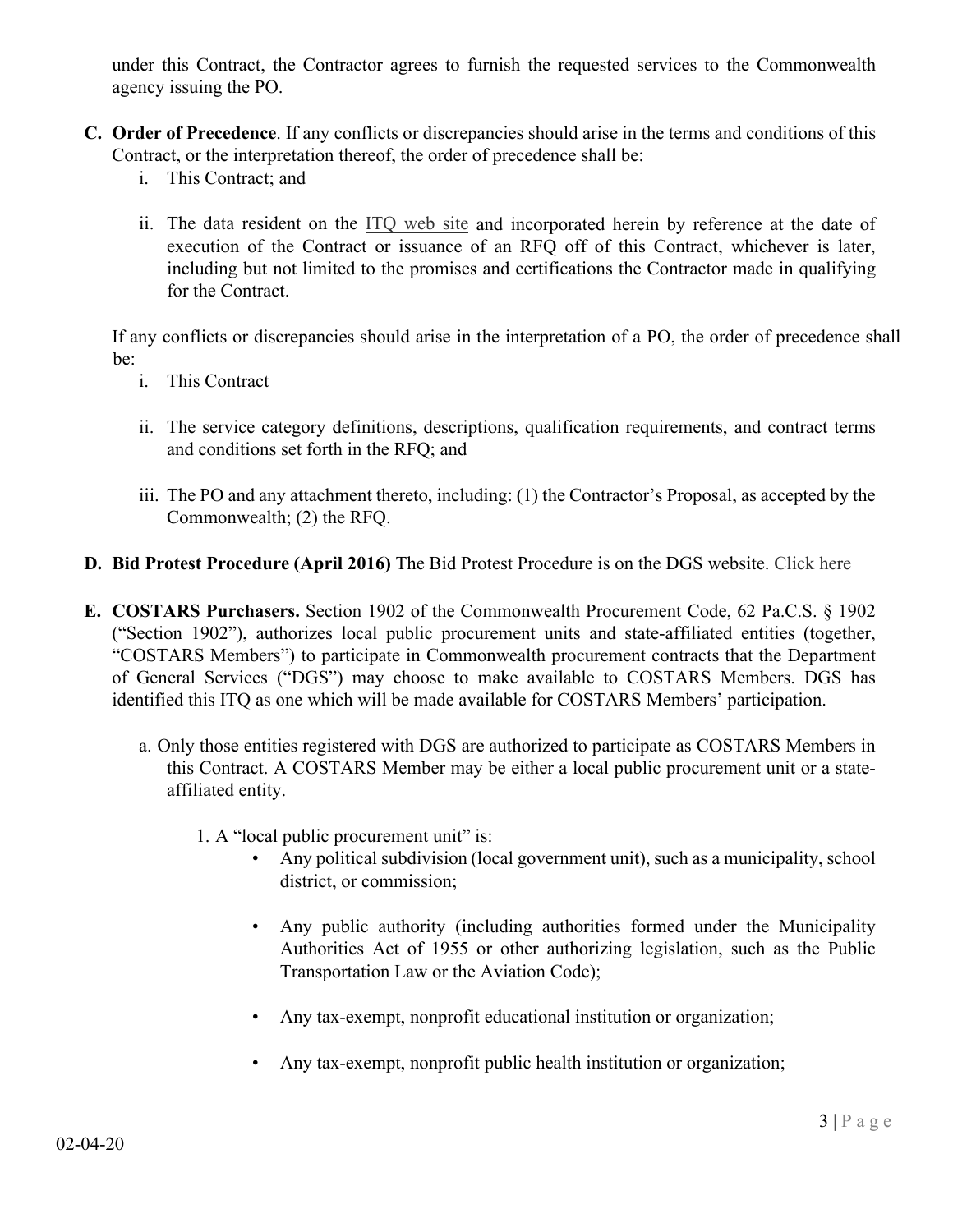under this Contract, the Contractor agrees to furnish the requested services to the Commonwealth agency issuing the PO.

**C. Order of Precedence**. If any conflicts or discrepancies should arise in the terms and conditions of this Contract, or the interpretation thereof, the order of precedence shall be:

i. This Contract; and

ii. The data resident on the ITQ web site and incorporated herein by reference at the date of execution of the Contract or issuance of an RFQ off of this Contract, whichever is later, including but not limited to the promises and certifications the Contractor made in qualifying for the Contract.

If any conflicts or discrepancies should arise in the interpretation of a PO, the order of precedence shall be:

i. This Contract

ii. The service category definitions, descriptions, qualification requirements, and contract terms and conditions set forth in the RFQ; and

iii. The PO and any attachment thereto, including: (1) the Contractor's Proposal, as accepted by the Commonwealth; (2) the RFQ.

**D. Bid Protest Procedure (April 2016)** The Bid Protest Procedure is on the DGS website. Click here

**E. COSTARS Purchasers.** Section 1902 of the Commonwealth Procurement Code, 62 Pa.C.S. § 1902 ("Section 1902"), authorizes local public procurement units and state-affiliated entities (together, "COSTARS Members") to participate in Commonwealth procurement contracts that the Department of General Services ("DGS") may choose to make available to COSTARS Members. DGS has identified this ITQ as one which will be made available for COSTARS Members' participation.

a. Only those entities registered with DGS are authorized to participate as COSTARS Members in this Contract. A COSTARS Member may be either a local public procurement unit or a state-affiliated entity.

1. A "local public procurement unit" is:
   - Any political subdivision (local government unit), such as a municipality, school district, or commission;
   - Any public authority (including authorities formed under the Municipality Authorities Act of 1955 or other authorizing legislation, such as the Public Transportation Law or the Aviation Code);
   - Any tax-exempt, nonprofit educational institution or organization;
   - Any tax-exempt, nonprofit public health institution or organization;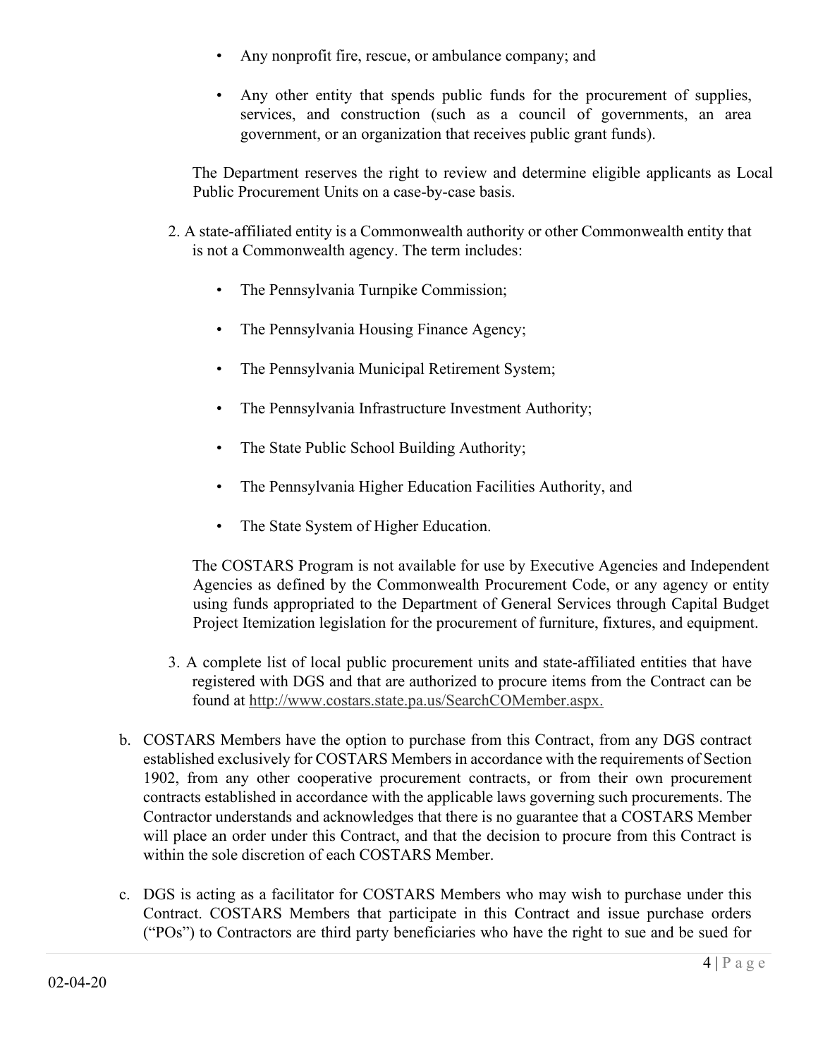- Any nonprofit fire, rescue, or ambulance company; and
- Any other entity that spends public funds for the procurement of supplies, services, and construction (such as a council of governments, an area government, or an organization that receives public grant funds).

The Department reserves the right to review and determine eligible applicants as Local Public Procurement Units on a case-by-case basis.

2. A state-affiliated entity is a Commonwealth authority or other Commonwealth entity that is not a Commonwealth agency. The term includes:

   - The Pennsylvania Turnpike Commission;
   - The Pennsylvania Housing Finance Agency;
   - The Pennsylvania Municipal Retirement System;
   - The Pennsylvania Infrastructure Investment Authority;
   - The State Public School Building Authority;
   - The Pennsylvania Higher Education Facilities Authority, and
   - The State System of Higher Education.

   The COSTARS Program is not available for use by Executive Agencies and Independent Agencies as defined by the Commonwealth Procurement Code, or any agency or entity using funds appropriated to the Department of General Services through Capital Budget Project Itemization legislation for the procurement of furniture, fixtures, and equipment.

3. A complete list of local public procurement units and state-affiliated entities that have registered with DGS and that are authorized to procure items from the Contract can be found at http://www.costars.state.pa.us/SearchCOMember.aspx.

b. COSTARS Members have the option to purchase from this Contract, from any DGS contract established exclusively for COSTARS Members in accordance with the requirements of Section 1902, from any other cooperative procurement contracts, or from their own procurement contracts established in accordance with the applicable laws governing such procurements. The Contractor understands and acknowledges that there is no guarantee that a COSTARS Member will place an order under this Contract, and that the decision to procure from this Contract is within the sole discretion of each COSTARS Member.

c. DGS is acting as a facilitator for COSTARS Members who may wish to purchase under this Contract. COSTARS Members that participate in this Contract and issue purchase orders ("POs") to Contractors are third party beneficiaries who have the right to sue and be sued for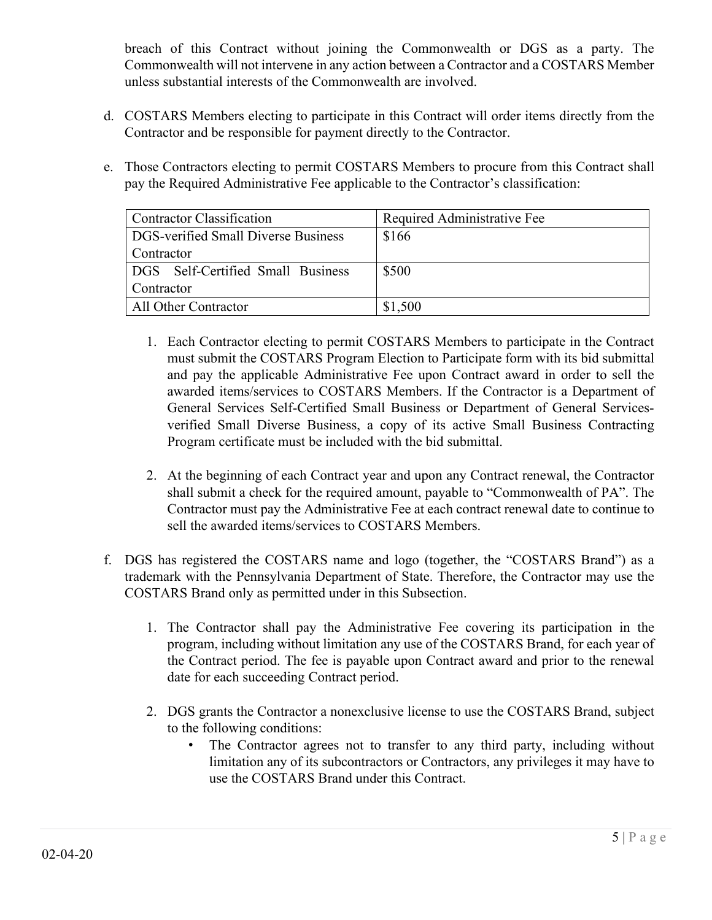breach of this Contract without joining the Commonwealth or DGS as a party. The Commonwealth will not intervene in any action between a Contractor and a COSTARS Member unless substantial interests of the Commonwealth are involved.

d. COSTARS Members electing to participate in this Contract will order items directly from the Contractor and be responsible for payment directly to the Contractor.

e. Those Contractors electing to permit COSTARS Members to procure from this Contract shall pay the Required Administrative Fee applicable to the Contractor's classification:

| Contractor Classification | Required Administrative Fee |
| --- | --- |
| DGS-verified Small Diverse Business Contractor | $166 |
| DGS Self-Certified Small Business Contractor | $500 |
| All Other Contractor | $1,500 |

1. Each Contractor electing to permit COSTARS Members to participate in the Contract must submit the COSTARS Program Election to Participate form with its bid submittal and pay the applicable Administrative Fee upon Contract award in order to sell the awarded items/services to COSTARS Members. If the Contractor is a Department of General Services Self-Certified Small Business or Department of General Services-verified Small Diverse Business, a copy of its active Small Business Contracting Program certificate must be included with the bid submittal.

2. At the beginning of each Contract year and upon any Contract renewal, the Contractor shall submit a check for the required amount, payable to "Commonwealth of PA". The Contractor must pay the Administrative Fee at each contract renewal date to continue to sell the awarded items/services to COSTARS Members.

f. DGS has registered the COSTARS name and logo (together, the "COSTARS Brand") as a trademark with the Pennsylvania Department of State. Therefore, the Contractor may use the COSTARS Brand only as permitted under in this Subsection.

1. The Contractor shall pay the Administrative Fee covering its participation in the program, including without limitation any use of the COSTARS Brand, for each year of the Contract period. The fee is payable upon Contract award and prior to the renewal date for each succeeding Contract period.

2. DGS grants the Contractor a nonexclusive license to use the COSTARS Brand, subject to the following conditions:
   - The Contractor agrees not to transfer to any third party, including without limitation any of its subcontractors or Contractors, any privileges it may have to use the COSTARS Brand under this Contract.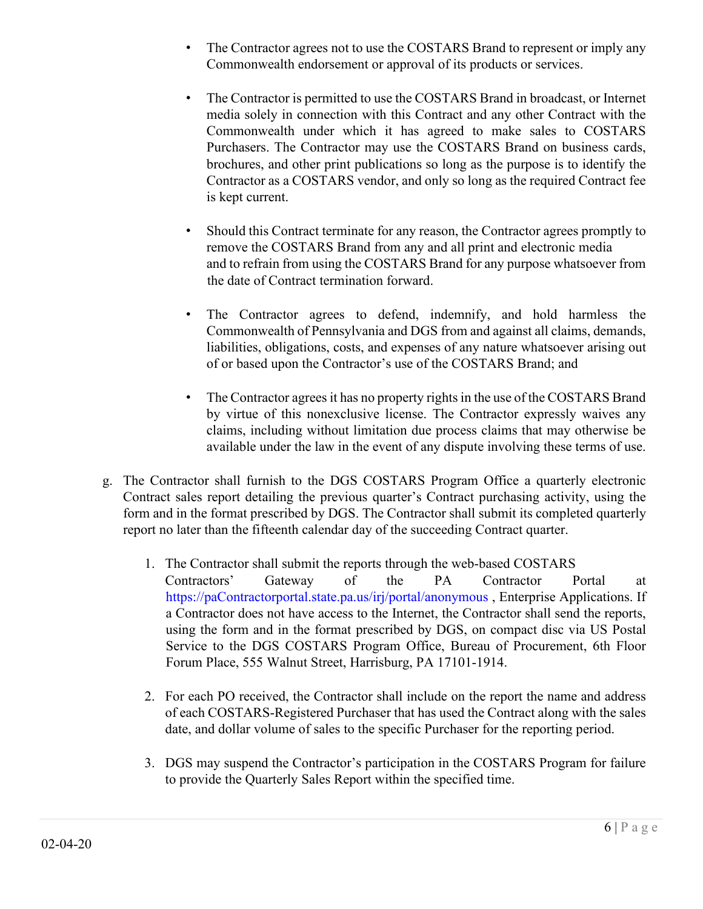- The Contractor agrees not to use the COSTARS Brand to represent or imply any Commonwealth endorsement or approval of its products or services.

- The Contractor is permitted to use the COSTARS Brand in broadcast, or Internet media solely in connection with this Contract and any other Contract with the Commonwealth under which it has agreed to make sales to COSTARS Purchasers. The Contractor may use the COSTARS Brand on business cards, brochures, and other print publications so long as the purpose is to identify the Contractor as a COSTARS vendor, and only so long as the required Contract fee is kept current.

- Should this Contract terminate for any reason, the Contractor agrees promptly to remove the COSTARS Brand from any and all print and electronic media and to refrain from using the COSTARS Brand for any purpose whatsoever from the date of Contract termination forward.

- The Contractor agrees to defend, indemnify, and hold harmless the Commonwealth of Pennsylvania and DGS from and against all claims, demands, liabilities, obligations, costs, and expenses of any nature whatsoever arising out of or based upon the Contractor's use of the COSTARS Brand; and

- The Contractor agrees it has no property rights in the use of the COSTARS Brand by virtue of this nonexclusive license. The Contractor expressly waives any claims, including without limitation due process claims that may otherwise be available under the law in the event of any dispute involving these terms of use.

g. The Contractor shall furnish to the DGS COSTARS Program Office a quarterly electronic Contract sales report detailing the previous quarter's Contract purchasing activity, using the form and in the format prescribed by DGS. The Contractor shall submit its completed quarterly report no later than the fifteenth calendar day of the succeeding Contract quarter.

1. The Contractor shall submit the reports through the web-based COSTARS Contractors' Gateway of the PA Contractor Portal at https://paContractorportal.state.pa.us/irj/portal/anonymous , Enterprise Applications. If a Contractor does not have access to the Internet, the Contractor shall send the reports, using the form and in the format prescribed by DGS, on compact disc via US Postal Service to the DGS COSTARS Program Office, Bureau of Procurement, 6th Floor Forum Place, 555 Walnut Street, Harrisburg, PA 17101-1914.

2. For each PO received, the Contractor shall include on the report the name and address of each COSTARS-Registered Purchaser that has used the Contract along with the sales date, and dollar volume of sales to the specific Purchaser for the reporting period.

3. DGS may suspend the Contractor's participation in the COSTARS Program for failure to provide the Quarterly Sales Report within the specified time.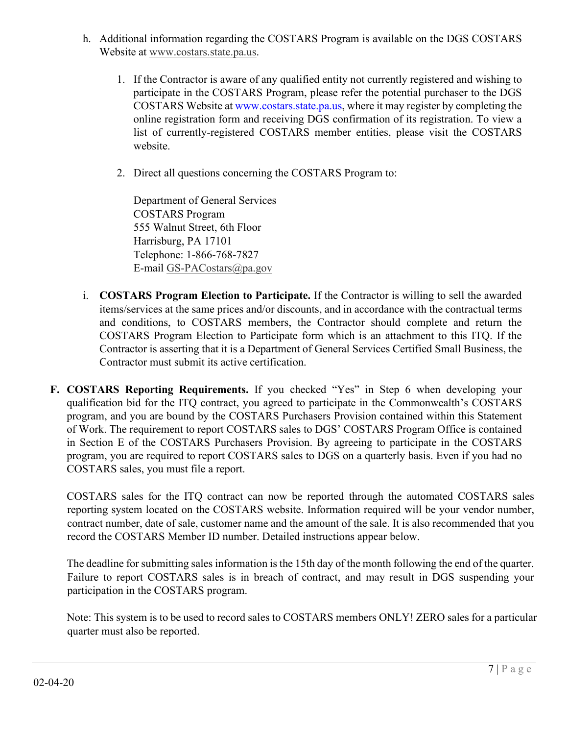h. Additional information regarding the COSTARS Program is available on the DGS COSTARS Website at www.costars.state.pa.us.

   1. If the Contractor is aware of any qualified entity not currently registered and wishing to participate in the COSTARS Program, please refer the potential purchaser to the DGS COSTARS Website at www.costars.state.pa.us, where it may register by completing the online registration form and receiving DGS confirmation of its registration. To view a list of currently-registered COSTARS member entities, please visit the COSTARS website.

   2. Direct all questions concerning the COSTARS Program to:

      Department of General Services
      COSTARS Program
      555 Walnut Street, 6th Floor
      Harrisburg, PA 17101
      Telephone: 1-866-768-7827
      E-mail GS-PACostars@pa.gov

i. **COSTARS Program Election to Participate.** If the Contractor is willing to sell the awarded items/services at the same prices and/or discounts, and in accordance with the contractual terms and conditions, to COSTARS members, the Contractor should complete and return the COSTARS Program Election to Participate form which is an attachment to this ITQ. If the Contractor is asserting that it is a Department of General Services Certified Small Business, the Contractor must submit its active certification.

**F. COSTARS Reporting Requirements.** If you checked "Yes" in Step 6 when developing your qualification bid for the ITQ contract, you agreed to participate in the Commonwealth's COSTARS program, and you are bound by the COSTARS Purchasers Provision contained within this Statement of Work. The requirement to report COSTARS sales to DGS' COSTARS Program Office is contained in Section E of the COSTARS Purchasers Provision. By agreeing to participate in the COSTARS program, you are required to report COSTARS sales to DGS on a quarterly basis. Even if you had no COSTARS sales, you must file a report.

COSTARS sales for the ITQ contract can now be reported through the automated COSTARS sales reporting system located on the COSTARS website. Information required will be your vendor number, contract number, date of sale, customer name and the amount of the sale. It is also recommended that you record the COSTARS Member ID number. Detailed instructions appear below.

The deadline for submitting sales information is the 15th day of the month following the end of the quarter. Failure to report COSTARS sales is in breach of contract, and may result in DGS suspending your participation in the COSTARS program.

Note: This system is to be used to record sales to COSTARS members ONLY! ZERO sales for a particular quarter must also be reported.

02-04-20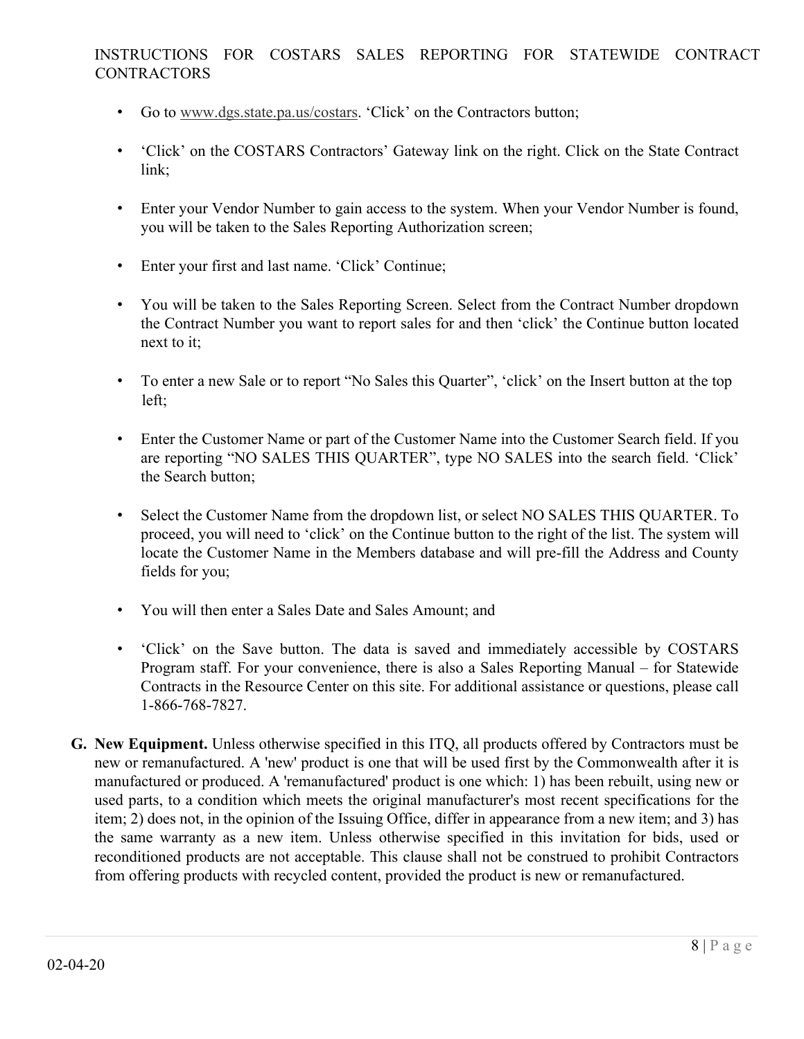INSTRUCTIONS FOR COSTARS SALES REPORTING FOR STATEWIDE CONTRACT CONTRACTORS

- Go to www.dgs.state.pa.us/costars. 'Click' on the Contractors button;
- 'Click' on the COSTARS Contractors' Gateway link on the right. Click on the State Contract link;
- Enter your Vendor Number to gain access to the system. When your Vendor Number is found, you will be taken to the Sales Reporting Authorization screen;
- Enter your first and last name. 'Click' Continue;
- You will be taken to the Sales Reporting Screen. Select from the Contract Number dropdown the Contract Number you want to report sales for and then 'click' the Continue button located next to it;
- To enter a new Sale or to report "No Sales this Quarter", 'click' on the Insert button at the top left;
- Enter the Customer Name or part of the Customer Name into the Customer Search field. If you are reporting "NO SALES THIS QUARTER", type NO SALES into the search field. 'Click' the Search button;
- Select the Customer Name from the dropdown list, or select NO SALES THIS QUARTER. To proceed, you will need to 'click' on the Continue button to the right of the list. The system will locate the Customer Name in the Members database and will pre-fill the Address and County fields for you;
- You will then enter a Sales Date and Sales Amount; and
- 'Click' on the Save button. The data is saved and immediately accessible by COSTARS Program staff. For your convenience, there is also a Sales Reporting Manual – for Statewide Contracts in the Resource Center on this site. For additional assistance or questions, please call 1-866-768-7827.

**G. New Equipment.** Unless otherwise specified in this ITQ, all products offered by Contractors must be new or remanufactured. A 'new' product is one that will be used first by the Commonwealth after it is manufactured or produced. A 'remanufactured' product is one which: 1) has been rebuilt, using new or used parts, to a condition which meets the original manufacturer's most recent specifications for the item; 2) does not, in the opinion of the Issuing Office, differ in appearance from a new item; and 3) has the same warranty as a new item. Unless otherwise specified in this invitation for bids, used or reconditioned products are not acceptable. This clause shall not be construed to prohibit Contractors from offering products with recycled content, provided the product is new or remanufactured.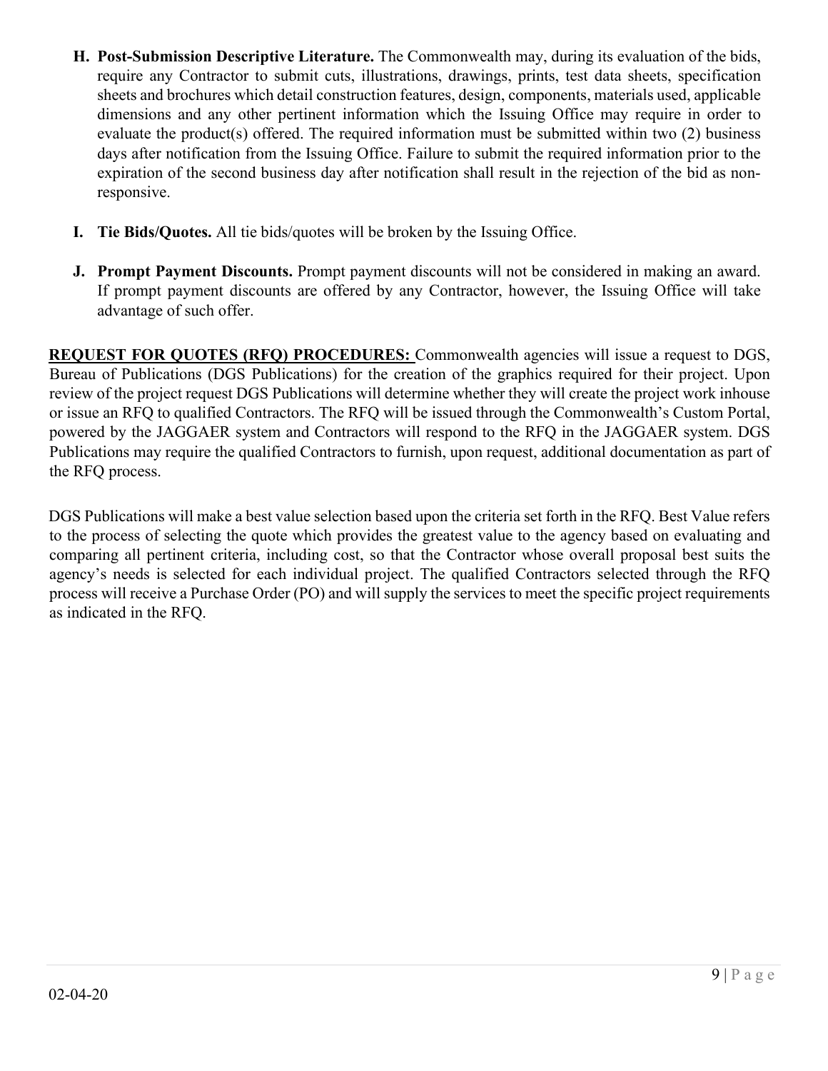**H. Post-Submission Descriptive Literature.** The Commonwealth may, during its evaluation of the bids, require any Contractor to submit cuts, illustrations, drawings, prints, test data sheets, specification sheets and brochures which detail construction features, design, components, materials used, applicable dimensions and any other pertinent information which the Issuing Office may require in order to evaluate the product(s) offered. The required information must be submitted within two (2) business days after notification from the Issuing Office. Failure to submit the required information prior to the expiration of the second business day after notification shall result in the rejection of the bid as non-responsive.

**I. Tie Bids/Quotes.** All tie bids/quotes will be broken by the Issuing Office.

**J. Prompt Payment Discounts.** Prompt payment discounts will not be considered in making an award. If prompt payment discounts are offered by any Contractor, however, the Issuing Office will take advantage of such offer.

**REQUEST FOR QUOTES (RFQ) PROCEDURES:** Commonwealth agencies will issue a request to DGS, Bureau of Publications (DGS Publications) for the creation of the graphics required for their project. Upon review of the project request DGS Publications will determine whether they will create the project work inhouse or issue an RFQ to qualified Contractors. The RFQ will be issued through the Commonwealth's Custom Portal, powered by the JAGGAER system and Contractors will respond to the RFQ in the JAGGAER system. DGS Publications may require the qualified Contractors to furnish, upon request, additional documentation as part of the RFQ process.

DGS Publications will make a best value selection based upon the criteria set forth in the RFQ. Best Value refers to the process of selecting the quote which provides the greatest value to the agency based on evaluating and comparing all pertinent criteria, including cost, so that the Contractor whose overall proposal best suits the agency's needs is selected for each individual project. The qualified Contractors selected through the RFQ process will receive a Purchase Order (PO) and will supply the services to meet the specific project requirements as indicated in the RFQ.